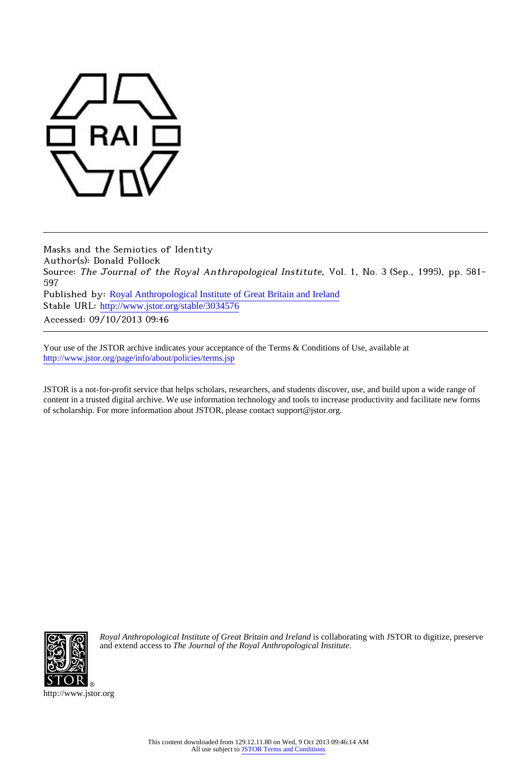Masks and the Semiotics of Identity
Author(s): Donald Pollock
Source: *The Journal of the Royal Anthropological Institute*, Vol. 1, No. 3 (Sep., 1995), pp. 581-597
Published by: Royal Anthropological Institute of Great Britain and Ireland
Stable URL: http://www.jstor.org/stable/3034576
Accessed: 09/10/2013 09:46

---

Your use of the JSTOR archive indicates your acceptance of the Terms & Conditions of Use, available at
http://www.jstor.org/page/info/about/policies/terms.jsp

JSTOR is a not-for-profit service that helps scholars, researchers, and students discover, use, and build upon a wide range of content in a trusted digital archive. We use information technology and tools to increase productivity and facilitate new forms of scholarship. For more information about JSTOR, please contact support@jstor.org.

*Royal Anthropological Institute of Great Britain and Ireland* is collaborating with JSTOR to digitize, preserve and extend access to *The Journal of the Royal Anthropological Institute.*

http://www.jstor.org

This content downloaded from 129.12.11.80 on Wed, 9 Oct 2013 09:46:14 AM
All use subject to JSTOR Terms and Conditions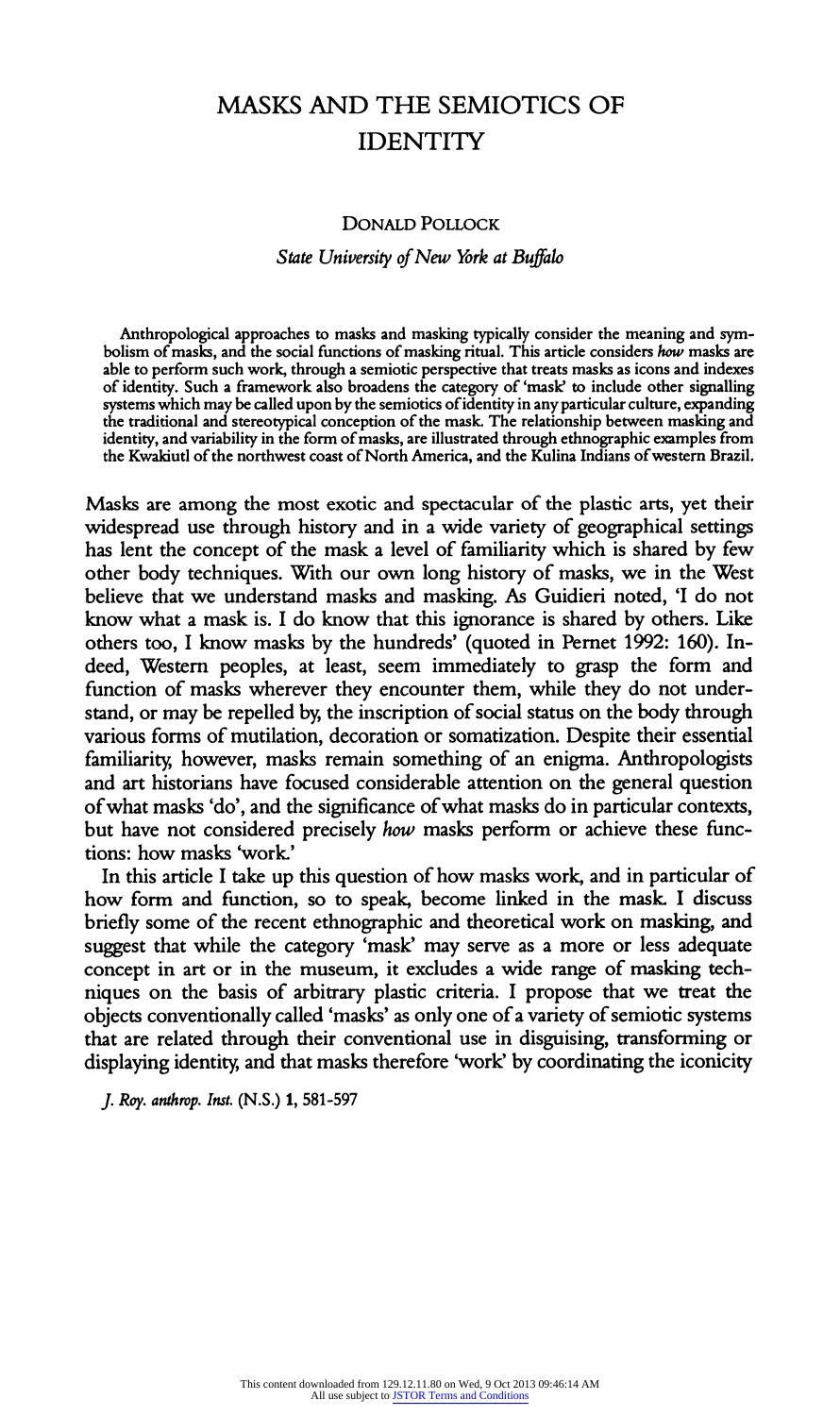# MASKS AND THE SEMIOTICS OF IDENTITY

DONALD POLLOCK

*State University of New York at Buffalo*

Anthropological approaches to masks and masking typically consider the meaning and symbolism of masks, and the social functions of masking ritual. This article considers *how* masks are able to perform such work, through a semiotic perspective that treats masks as icons and indexes of identity. Such a framework also broadens the category of 'mask' to include other signalling systems which may be called upon by the semiotics of identity in any particular culture, expanding the traditional and stereotypical conception of the mask. The relationship between masking and identity, and variability in the form of masks, are illustrated through ethnographic examples from the Kwakiutl of the northwest coast of North America, and the Kulina Indians of western Brazil.

Masks are among the most exotic and spectacular of the plastic arts, yet their widespread use through history and in a wide variety of geographical settings has lent the concept of the mask a level of familiarity which is shared by few other body techniques. With our own long history of masks, we in the West believe that we understand masks and masking. As Guidieri noted, 'I do not know what a mask is. I do know that this ignorance is shared by others. Like others too, I know masks by the hundreds' (quoted in Pernet 1992: 160). Indeed, Western peoples, at least, seem immediately to grasp the form and function of masks wherever they encounter them, while they do not understand, or may be repelled by, the inscription of social status on the body through various forms of mutilation, decoration or somatization. Despite their essential familiarity, however, masks remain something of an enigma. Anthropologists and art historians have focused considerable attention on the general question of what masks 'do', and the significance of what masks do in particular contexts, but have not considered precisely *how* masks perform or achieve these functions: how masks 'work.'

In this article I take up this question of how masks work, and in particular of how form and function, so to speak, become linked in the mask. I discuss briefly some of the recent ethnographic and theoretical work on masking, and suggest that while the category 'mask' may serve as a more or less adequate concept in art or in the museum, it excludes a wide range of masking techniques on the basis of arbitrary plastic criteria. I propose that we treat the objects conventionally called 'masks' as only one of a variety of semiotic systems that are related through their conventional use in disguising, transforming or displaying identity, and that masks therefore 'work' by coordinating the iconicity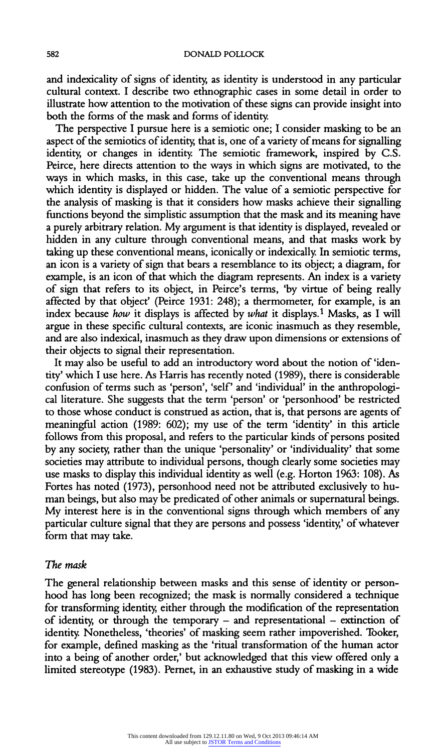and indexicality of signs of identity, as identity is understood in any particular cultural context. I describe two ethnographic cases in some detail in order to illustrate how attention to the motivation of these signs can provide insight into both the forms of the mask and forms of identity.

The perspective I pursue here is a semiotic one; I consider masking to be an aspect of the semiotics of identity, that is, one of a variety of means for signalling identity, or changes in identity. The semiotic framework, inspired by C.S. Peirce, here directs attention to the ways in which signs are motivated, to the ways in which masks, in this case, take up the conventional means through which identity is displayed or hidden. The value of a semiotic perspective for the analysis of masking is that it considers how masks achieve their signalling functions beyond the simplistic assumption that the mask and its meaning have a purely arbitrary relation. My argument is that identity is displayed, revealed or hidden in any culture through conventional means, and that masks work by taking up these conventional means, iconically or indexically. In semiotic terms, an icon is a variety of sign that bears a resemblance to its object; a diagram, for example, is an icon of that which the diagram represents. An index is a variety of sign that refers to its object, in Peirce's terms, 'by virtue of being really affected by that object' (Peirce 1931: 248); a thermometer, for example, is an index because *how* it displays is affected by *what* it displays.[1] Masks, as I will argue in these specific cultural contexts, are iconic inasmuch as they resemble, and are also indexical, inasmuch as they draw upon dimensions or extensions of their objects to signal their representation.

It may also be useful to add an introductory word about the notion of 'identity' which I use here. As Harris has recently noted (1989), there is considerable confusion of terms such as 'person', 'self' and 'individual' in the anthropological literature. She suggests that the term 'person' or 'personhood' be restricted to those whose conduct is construed as action, that is, that persons are agents of meaningful action (1989: 602); my use of the term 'identity' in this article follows from this proposal, and refers to the particular kinds of persons posited by any society, rather than the unique 'personality' or 'individuality' that some societies may attribute to individual persons, though clearly some societies may use masks to display this individual identity as well (e.g. Horton 1963: 108). As Fortes has noted (1973), personhood need not be attributed exclusively to human beings, but also may be predicated of other animals or supernatural beings. My interest here is in the conventional signs through which members of any particular culture signal that they are persons and possess 'identity,' of whatever form that may take.

### *The mask*

The general relationship between masks and this sense of identity or personhood has long been recognized; the mask is normally considered a technique for transforming identity, either through the modification of the representation of identity, or through the temporary – and representational – extinction of identity. Nonetheless, 'theories' of masking seem rather impoverished. Tooker, for example, defined masking as the 'ritual transformation of the human actor into a being of another order,' but acknowledged that this view offered only a limited stereotype (1983). Pernet, in an exhaustive study of masking in a wide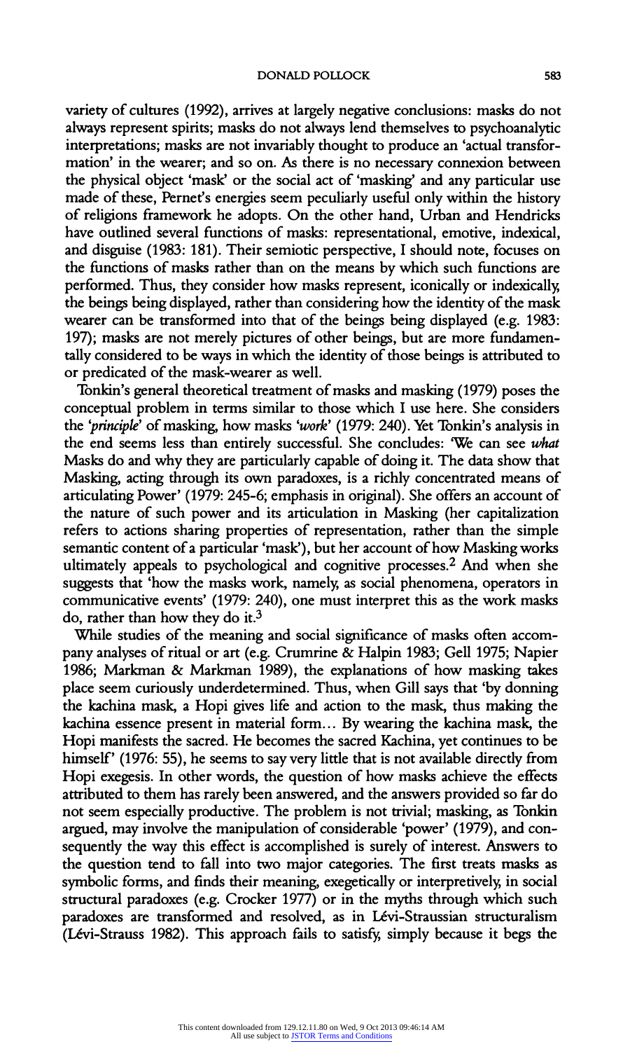variety of cultures (1992), arrives at largely negative conclusions: masks do not always represent spirits; masks do not always lend themselves to psychoanalytic interpretations; masks are not invariably thought to produce an 'actual transformation' in the wearer; and so on. As there is no necessary connexion between the physical object 'mask' or the social act of 'masking' and any particular use made of these, Pernet's energies seem peculiarly useful only within the history of religions framework he adopts. On the other hand, Urban and Hendricks have outlined several functions of masks: representational, emotive, indexical, and disguise (1983: 181). Their semiotic perspective, I should note, focuses on the functions of masks rather than on the means by which such functions are performed. Thus, they consider how masks represent, iconically or indexically, the beings being displayed, rather than considering how the identity of the mask wearer can be transformed into that of the beings being displayed (e.g. 1983: 197); masks are not merely pictures of other beings, but are more fundamentally considered to be ways in which the identity of those beings is attributed to or predicated of the mask-wearer as well.

Tonkin's general theoretical treatment of masks and masking (1979) poses the conceptual problem in terms similar to those which I use here. She considers the '*principle*' of masking, how masks '*work*' (1979: 240). Yet Tonkin's analysis in the end seems less than entirely successful. She concludes: 'We can see *what* Masks do and why they are particularly capable of doing it. The data show that Masking, acting through its own paradoxes, is a richly concentrated means of articulating Power' (1979: 245-6; emphasis in original). She offers an account of the nature of such power and its articulation in Masking (her capitalization refers to actions sharing properties of representation, rather than the simple semantic content of a particular 'mask'), but her account of how Masking works ultimately appeals to psychological and cognitive processes.[2] And when she suggests that 'how the masks work, namely, as social phenomena, operators in communicative events' (1979: 240), one must interpret this as the work masks do, rather than how they do it.[3]

While studies of the meaning and social significance of masks often accompany analyses of ritual or art (e.g. Crumrine & Halpin 1983; Gell 1975; Napier 1986; Markman & Markman 1989), the explanations of how masking takes place seem curiously underdetermined. Thus, when Gill says that 'by donning the kachina mask, a Hopi gives life and action to the mask, thus making the kachina essence present in material form... By wearing the kachina mask, the Hopi manifests the sacred. He becomes the sacred Kachina, yet continues to be himself' (1976: 55), he seems to say very little that is not available directly from Hopi exegesis. In other words, the question of how masks achieve the effects attributed to them has rarely been answered, and the answers provided so far do not seem especially productive. The problem is not trivial; masking, as Tonkin argued, may involve the manipulation of considerable 'power' (1979), and consequently the way this effect is accomplished is surely of interest. Answers to the question tend to fall into two major categories. The first treats masks as symbolic forms, and finds their meaning, exegetically or interpretively, in social structural paradoxes (e.g. Crocker 1977) or in the myths through which such paradoxes are transformed and resolved, as in Lévi-Straussian structuralism (Lévi-Strauss 1982). This approach fails to satisfy, simply because it begs the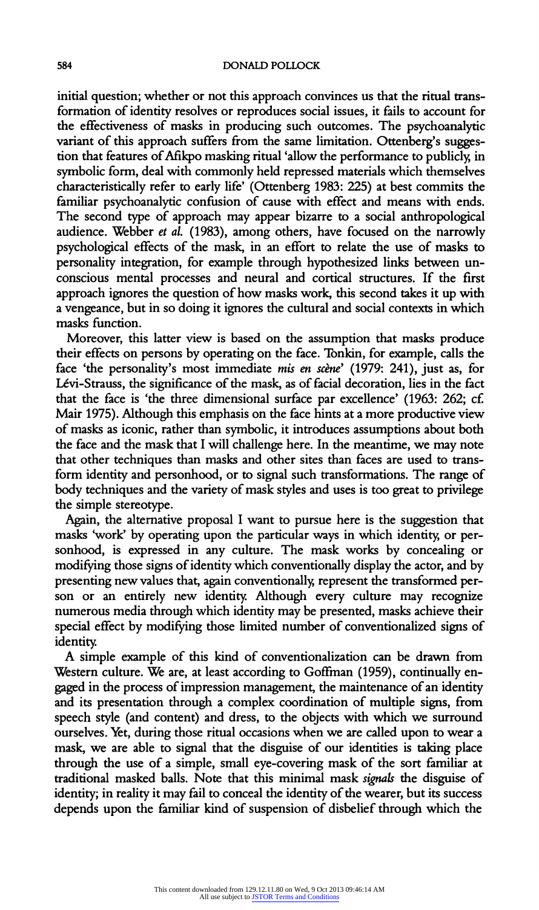initial question; whether or not this approach convinces us that the ritual transformation of identity resolves or reproduces social issues, it fails to account for the effectiveness of masks in producing such outcomes. The psychoanalytic variant of this approach suffers from the same limitation. Ottenberg's suggestion that features of Afikpo masking ritual 'allow the performance to publicly, in symbolic form, deal with commonly held repressed materials which themselves characteristically refer to early life' (Ottenberg 1983: 225) at best commits the familiar psychoanalytic confusion of cause with effect and means with ends. The second type of approach may appear bizarre to a social anthropological audience. Webber *et al.* (1983), among others, have focused on the narrowly psychological effects of the mask, in an effort to relate the use of masks to personality integration, for example through hypothesized links between unconscious mental processes and neural and cortical structures. If the first approach ignores the question of how masks work, this second takes it up with a vengeance, but in so doing it ignores the cultural and social contexts in which masks function.

Moreover, this latter view is based on the assumption that masks produce their effects on persons by operating on the face. Tonkin, for example, calls the face 'the personality's most immediate *mis en scène*' (1979: 241), just as, for Lévi-Strauss, the significance of the mask, as of facial decoration, lies in the fact that the face is 'the three dimensional surface par excellence' (1963: 262; cf. Mair 1975). Although this emphasis on the face hints at a more productive view of masks as iconic, rather than symbolic, it introduces assumptions about both the face and the mask that I will challenge here. In the meantime, we may note that other techniques than masks and other sites than faces are used to transform identity and personhood, or to signal such transformations. The range of body techniques and the variety of mask styles and uses is too great to privilege the simple stereotype.

Again, the alternative proposal I want to pursue here is the suggestion that masks 'work' by operating upon the particular ways in which identity, or personhood, is expressed in any culture. The mask works by concealing or modifying those signs of identity which conventionally display the actor, and by presenting new values that, again conventionally, represent the transformed person or an entirely new identity. Although every culture may recognize numerous media through which identity may be presented, masks achieve their special effect by modifying those limited number of conventionalized signs of identity.

A simple example of this kind of conventionalization can be drawn from Western culture. We are, at least according to Goffman (1959), continually engaged in the process of impression management, the maintenance of an identity and its presentation through a complex coordination of multiple signs, from speech style (and content) and dress, to the objects with which we surround ourselves. Yet, during those ritual occasions when we are called upon to wear a mask, we are able to signal that the disguise of our identities is taking place through the use of a simple, small eye-covering mask of the sort familiar at traditional masked balls. Note that this minimal mask *signals* the disguise of identity; in reality it may fail to conceal the identity of the wearer, but its success depends upon the familiar kind of suspension of disbelief through which the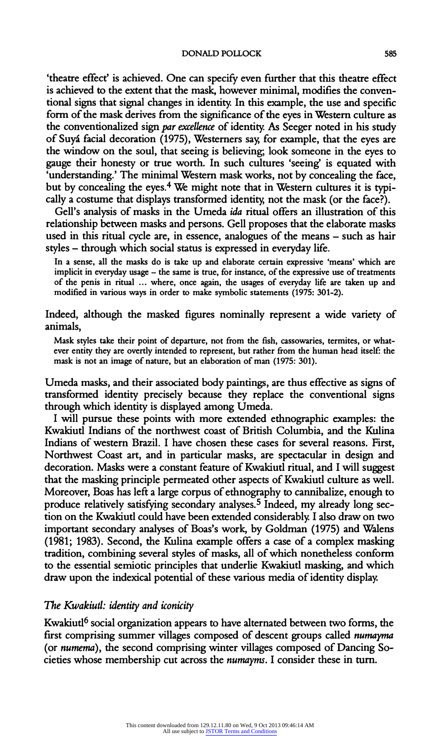'theatre effect' is achieved. One can specify even further that this theatre effect is achieved to the extent that the mask, however minimal, modifies the conventional signs that signal changes in identity. In this example, the use and specific form of the mask derives from the significance of the eyes in Western culture as the conventionalized sign *par excellence* of identity. As Seeger noted in his study of Suyá facial decoration (1975), Westerners say, for example, that the eyes are the window on the soul, that seeing is believing; look someone in the eyes to gauge their honesty or true worth. In such cultures 'seeing' is equated with 'understanding.' The minimal Western mask works, not by concealing the face, but by concealing the eyes.[4] We might note that in Western cultures it is typically a costume that displays transformed identity, not the mask (or the face?).

Gell's analysis of masks in the Umeda *ida* ritual offers an illustration of this relationship between masks and persons. Gell proposes that the elaborate masks used in this ritual cycle are, in essence, analogues of the means – such as hair styles – through which social status is expressed in everyday life.

> In a sense, all the masks do is take up and elaborate certain expressive 'means' which are implicit in everyday usage – the same is true, for instance, of the expressive use of treatments of the penis in ritual ... where, once again, the usages of everyday life are taken up and modified in various ways in order to make symbolic statements (1975: 301-2).

Indeed, although the masked figures nominally represent a wide variety of animals,

> Mask styles take their point of departure, not from the fish, cassowaries, termites, or whatever entity they are overtly intended to represent, but rather from the human head itself: the mask is not an image of nature, but an elaboration of man (1975: 301).

Umeda masks, and their associated body paintings, are thus effective as signs of transformed identity precisely because they replace the conventional signs through which identity is displayed among Umeda.

I will pursue these points with more extended ethnographic examples: the Kwakiutl Indians of the northwest coast of British Columbia, and the Kulina Indians of western Brazil. I have chosen these cases for several reasons. First, Northwest Coast art, and in particular masks, are spectacular in design and decoration. Masks were a constant feature of Kwakiutl ritual, and I will suggest that the masking principle permeated other aspects of Kwakiutl culture as well. Moreover, Boas has left a large corpus of ethnography to cannibalize, enough to produce relatively satisfying secondary analyses.[5] Indeed, my already long section on the Kwakiutl could have been extended considerably. I also draw on two important secondary analyses of Boas's work, by Goldman (1975) and Walens (1981; 1983). Second, the Kulina example offers a case of a complex masking tradition, combining several styles of masks, all of which nonetheless conform to the essential semiotic principles that underlie Kwakiutl masking, and which draw upon the indexical potential of these various media of identity display.

### *The Kwakiutl: identity and iconicity*

Kwakiutl[6] social organization appears to have alternated between two forms, the first comprising summer villages composed of descent groups called *numayma* (or *numema*), the second comprising winter villages composed of Dancing Societies whose membership cut across the *numayms*. I consider these in turn.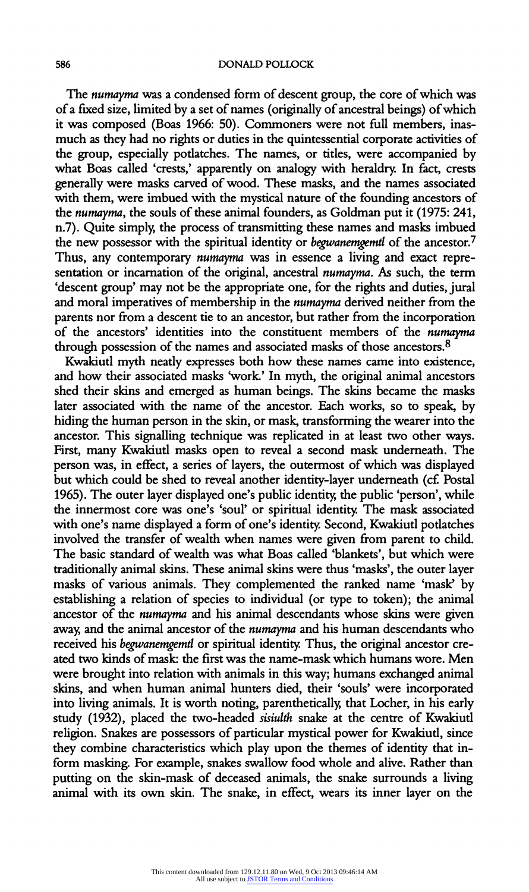The *numayma* was a condensed form of descent group, the core of which was of a fixed size, limited by a set of names (originally of ancestral beings) of which it was composed (Boas 1966: 50). Commoners were not full members, inasmuch as they had no rights or duties in the quintessential corporate activities of the group, especially potlatches. The names, or titles, were accompanied by what Boas called 'crests,' apparently on analogy with heraldry. In fact, crests generally were masks carved of wood. These masks, and the names associated with them, were imbued with the mystical nature of the founding ancestors of the *numayma*, the souls of these animal founders, as Goldman put it (1975: 241, n.7). Quite simply, the process of transmitting these names and masks imbued the new possessor with the spiritual identity or *begwanemgemtl* of the ancestor.[7] Thus, any contemporary *numayma* was in essence a living and exact representation or incarnation of the original, ancestral *numayma*. As such, the term 'descent group' may not be the appropriate one, for the rights and duties, jural and moral imperatives of membership in the *numayma* derived neither from the parents nor from a descent tie to an ancestor, but rather from the incorporation of the ancestors' identities into the constituent members of the *numayma* through possession of the names and associated masks of those ancestors.[8]

Kwakiutl myth neatly expresses both how these names came into existence, and how their associated masks 'work.' In myth, the original animal ancestors shed their skins and emerged as human beings. The skins became the masks later associated with the name of the ancestor. Each works, so to speak, by hiding the human person in the skin, or mask, transforming the wearer into the ancestor. This signalling technique was replicated in at least two other ways. First, many Kwakiutl masks open to reveal a second mask underneath. The person was, in effect, a series of layers, the outermost of which was displayed but which could be shed to reveal another identity-layer underneath (cf. Postal 1965). The outer layer displayed one's public identity, the public 'person', while the innermost core was one's 'soul' or spiritual identity. The mask associated with one's name displayed a form of one's identity. Second, Kwakiutl potlatches involved the transfer of wealth when names were given from parent to child. The basic standard of wealth was what Boas called 'blankets', but which were traditionally animal skins. These animal skins were thus 'masks', the outer layer masks of various animals. They complemented the ranked name 'mask' by establishing a relation of species to individual (or type to token); the animal ancestor of the *numayma* and his animal descendants whose skins were given away, and the animal ancestor of the *numayma* and his human descendants who received his *begwanemgemtl* or spiritual identity. Thus, the original ancestor created two kinds of mask: the first was the name-mask which humans wore. Men were brought into relation with animals in this way; humans exchanged animal skins, and when human animal hunters died, their 'souls' were incorporated into living animals. It is worth noting, parenthetically, that Locher, in his early study (1932), placed the two-headed *sisiulth* snake at the centre of Kwakiutl religion. Snakes are possessors of particular mystical power for Kwakiutl, since they combine characteristics which play upon the themes of identity that inform masking. For example, snakes swallow food whole and alive. Rather than putting on the skin-mask of deceased animals, the snake surrounds a living animal with its own skin. The snake, in effect, wears its inner layer on the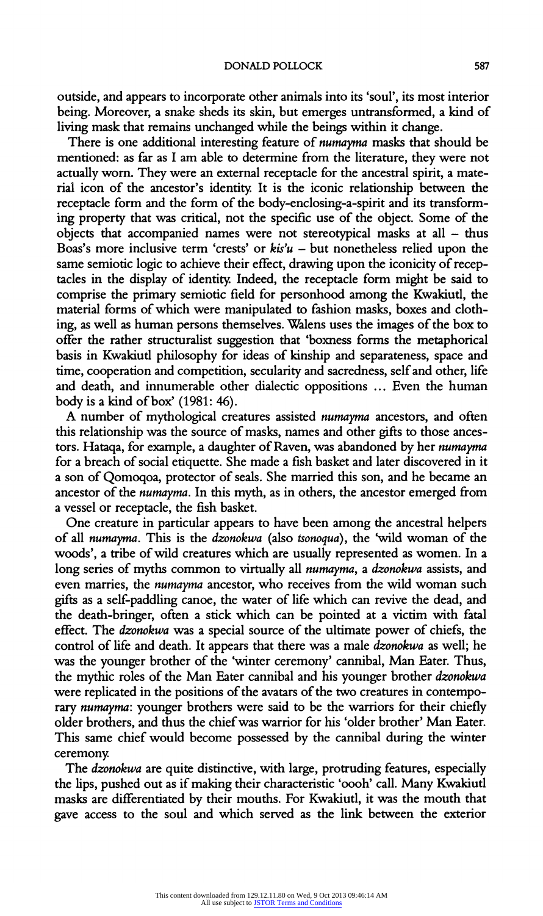outside, and appears to incorporate other animals into its 'soul', its most interior being. Moreover, a snake sheds its skin, but emerges untransformed, a kind of living mask that remains unchanged while the beings within it change.

There is one additional interesting feature of *numayma* masks that should be mentioned: as far as I am able to determine from the literature, they were not actually worn. They were an external receptacle for the ancestral spirit, a material icon of the ancestor's identity. It is the iconic relationship between the receptacle form and the form of the body-enclosing-a-spirit and its transforming property that was critical, not the specific use of the object. Some of the objects that accompanied names were not stereotypical masks at all – thus Boas's more inclusive term 'crests' or *kis'u* – but nonetheless relied upon the same semiotic logic to achieve their effect, drawing upon the iconicity of receptacles in the display of identity. Indeed, the receptacle form might be said to comprise the primary semiotic field for personhood among the Kwakiutl, the material forms of which were manipulated to fashion masks, boxes and clothing, as well as human persons themselves. Walens uses the images of the box to offer the rather structuralist suggestion that 'boxness forms the metaphorical basis in Kwakiutl philosophy for ideas of kinship and separateness, space and time, cooperation and competition, secularity and sacredness, self and other, life and death, and innumerable other dialectic oppositions … Even the human body is a kind of box' (1981: 46).

A number of mythological creatures assisted *numayma* ancestors, and often this relationship was the source of masks, names and other gifts to those ancestors. Hataqa, for example, a daughter of Raven, was abandoned by her *numayma* for a breach of social etiquette. She made a fish basket and later discovered in it a son of Qomoqoa, protector of seals. She married this son, and he became an ancestor of the *numayma*. In this myth, as in others, the ancestor emerged from a vessel or receptacle, the fish basket.

One creature in particular appears to have been among the ancestral helpers of all *numayma*. This is the *dzonokwa* (also *tsonoqua*), the 'wild woman of the woods', a tribe of wild creatures which are usually represented as women. In a long series of myths common to virtually all *numayma*, a *dzonokwa* assists, and even marries, the *numayma* ancestor, who receives from the wild woman such gifts as a self-paddling canoe, the water of life which can revive the dead, and the death-bringer, often a stick which can be pointed at a victim with fatal effect. The *dzonokwa* was a special source of the ultimate power of chiefs, the control of life and death. It appears that there was a male *dzonokwa* as well; he was the younger brother of the 'winter ceremony' cannibal, Man Eater. Thus, the mythic roles of the Man Eater cannibal and his younger brother *dzonokwa* were replicated in the positions of the avatars of the two creatures in contemporary *numayma*: younger brothers were said to be the warriors for their chiefly older brothers, and thus the chief was warrior for his 'older brother' Man Eater. This same chief would become possessed by the cannibal during the winter ceremony.

The *dzonokwa* are quite distinctive, with large, protruding features, especially the lips, pushed out as if making their characteristic 'oooh' call. Many Kwakiutl masks are differentiated by their mouths. For Kwakiutl, it was the mouth that gave access to the soul and which served as the link between the exterior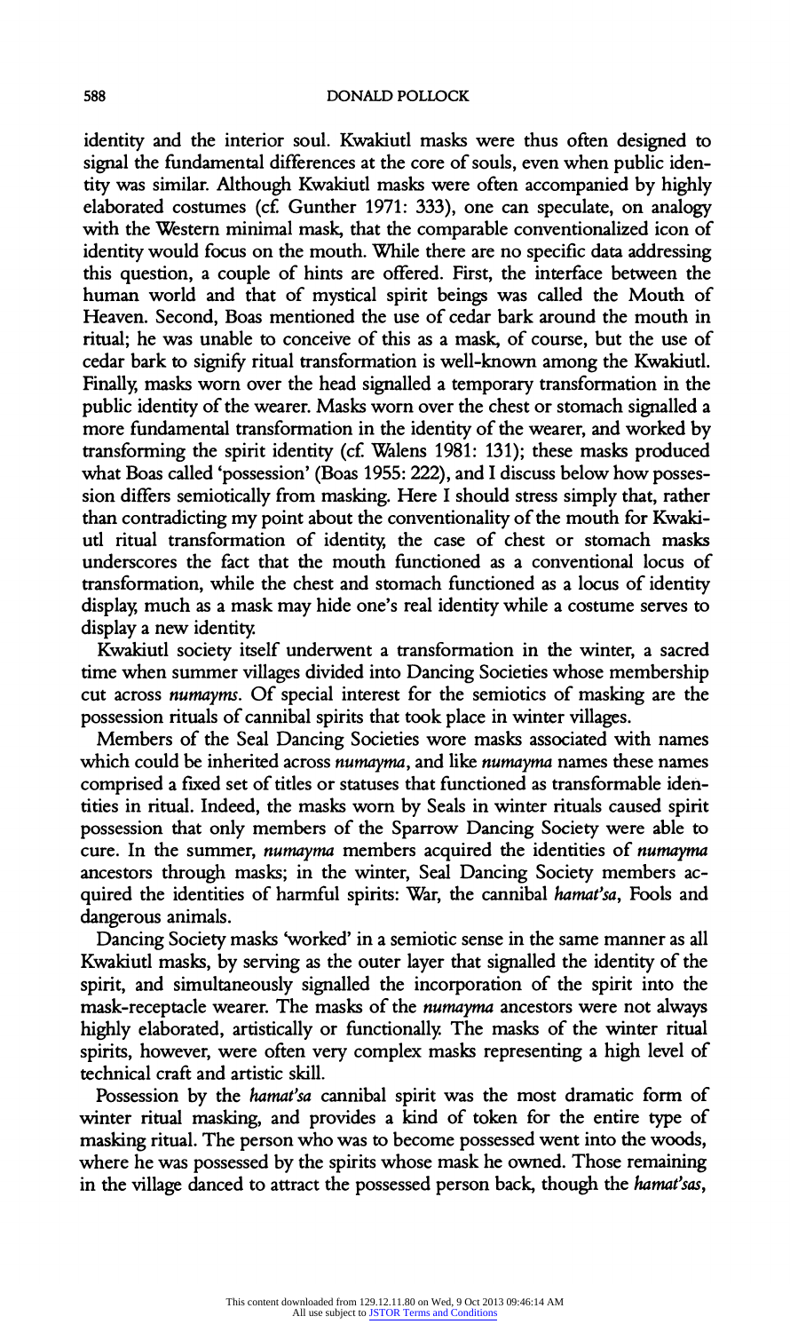identity and the interior soul. Kwakiutl masks were thus often designed to signal the fundamental differences at the core of souls, even when public identity was similar. Although Kwakiutl masks were often accompanied by highly elaborated costumes (cf. Gunther 1971: 333), one can speculate, on analogy with the Western minimal mask, that the comparable conventionalized icon of identity would focus on the mouth. While there are no specific data addressing this question, a couple of hints are offered. First, the interface between the human world and that of mystical spirit beings was called the Mouth of Heaven. Second, Boas mentioned the use of cedar bark around the mouth in ritual; he was unable to conceive of this as a mask, of course, but the use of cedar bark to signify ritual transformation is well-known among the Kwakiutl. Finally, masks worn over the head signalled a temporary transformation in the public identity of the wearer. Masks worn over the chest or stomach signalled a more fundamental transformation in the identity of the wearer, and worked by transforming the spirit identity (cf. Walens 1981: 131); these masks produced what Boas called 'possession' (Boas 1955: 222), and I discuss below how possession differs semiotically from masking. Here I should stress simply that, rather than contradicting my point about the conventionality of the mouth for Kwakiutl ritual transformation of identity, the case of chest or stomach masks underscores the fact that the mouth functioned as a conventional locus of transformation, while the chest and stomach functioned as a locus of identity display, much as a mask may hide one's real identity while a costume serves to display a new identity.

Kwakiutl society itself underwent a transformation in the winter, a sacred time when summer villages divided into Dancing Societies whose membership cut across *numayms*. Of special interest for the semiotics of masking are the possession rituals of cannibal spirits that took place in winter villages.

Members of the Seal Dancing Societies wore masks associated with names which could be inherited across *numayma*, and like *numayma* names these names comprised a fixed set of titles or statuses that functioned as transformable identities in ritual. Indeed, the masks worn by Seals in winter rituals caused spirit possession that only members of the Sparrow Dancing Society were able to cure. In the summer, *numayma* members acquired the identities of *numayma* ancestors through masks; in the winter, Seal Dancing Society members acquired the identities of harmful spirits: War, the cannibal *hamat'sa*, Fools and dangerous animals.

Dancing Society masks 'worked' in a semiotic sense in the same manner as all Kwakiutl masks, by serving as the outer layer that signalled the identity of the spirit, and simultaneously signalled the incorporation of the spirit into the mask-receptacle wearer. The masks of the *numayma* ancestors were not always highly elaborated, artistically or functionally. The masks of the winter ritual spirits, however, were often very complex masks representing a high level of technical craft and artistic skill.

Possession by the *hamat'sa* cannibal spirit was the most dramatic form of winter ritual masking, and provides a kind of token for the entire type of masking ritual. The person who was to become possessed went into the woods, where he was possessed by the spirits whose mask he owned. Those remaining in the village danced to attract the possessed person back, though the *hamat'sas*,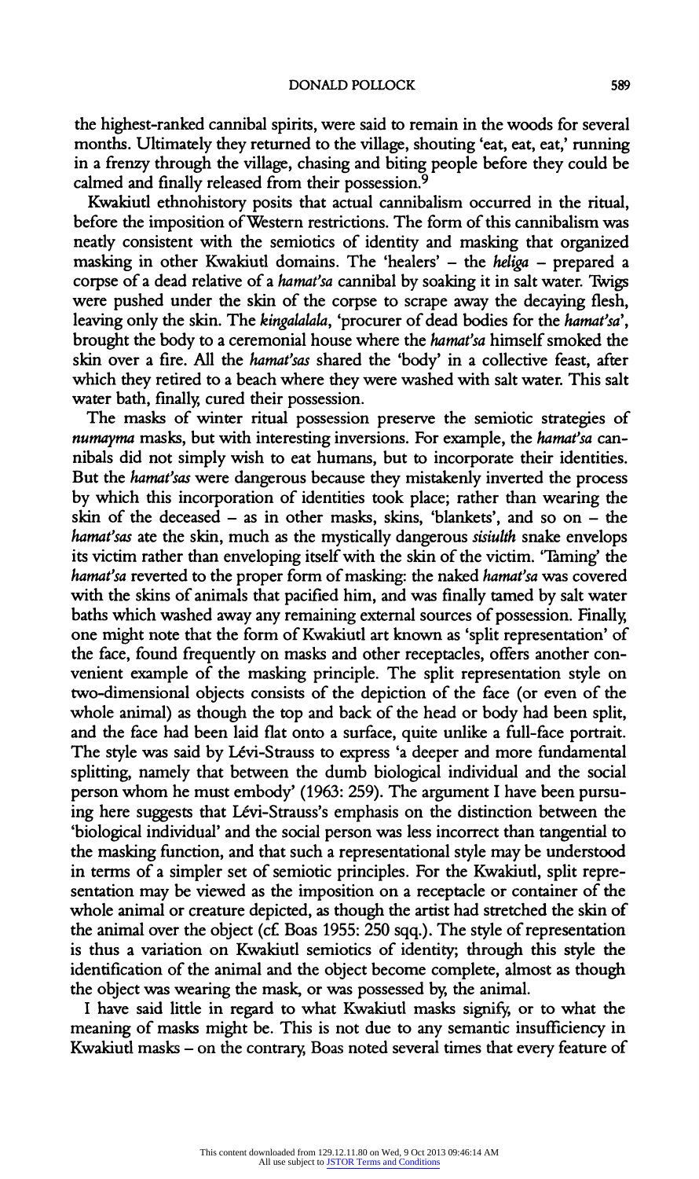the highest-ranked cannibal spirits, were said to remain in the woods for several months. Ultimately they returned to the village, shouting 'eat, eat, eat,' running in a frenzy through the village, chasing and biting people before they could be calmed and finally released from their possession.[9]

Kwakiutl ethnohistory posits that actual cannibalism occurred in the ritual, before the imposition of Western restrictions. The form of this cannibalism was neatly consistent with the semiotics of identity and masking that organized masking in other Kwakiutl domains. The 'healers' – the *heliga* – prepared a corpse of a dead relative of a *hamat'sa* cannibal by soaking it in salt water. Twigs were pushed under the skin of the corpse to scrape away the decaying flesh, leaving only the skin. The *kingalalala*, 'procurer of dead bodies for the *hamat'sa*', brought the body to a ceremonial house where the *hamat'sa* himself smoked the skin over a fire. All the *hamat'sas* shared the 'body' in a collective feast, after which they retired to a beach where they were washed with salt water. This salt water bath, finally, cured their possession.

The masks of winter ritual possession preserve the semiotic strategies of *numayma* masks, but with interesting inversions. For example, the *hamat'sa* cannibals did not simply wish to eat humans, but to incorporate their identities. But the *hamat'sas* were dangerous because they mistakenly inverted the process by which this incorporation of identities took place; rather than wearing the skin of the deceased – as in other masks, skins, 'blankets', and so on – the *hamat'sas* ate the skin, much as the mystically dangerous *sisiulth* snake envelops its victim rather than enveloping itself with the skin of the victim. 'Taming' the *hamat'sa* reverted to the proper form of masking: the naked *hamat'sa* was covered with the skins of animals that pacified him, and was finally tamed by salt water baths which washed away any remaining external sources of possession. Finally, one might note that the form of Kwakiutl art known as 'split representation' of the face, found frequently on masks and other receptacles, offers another convenient example of the masking principle. The split representation style on two-dimensional objects consists of the depiction of the face (or even of the whole animal) as though the top and back of the head or body had been split, and the face had been laid flat onto a surface, quite unlike a full-face portrait. The style was said by Lévi-Strauss to express 'a deeper and more fundamental splitting, namely that between the dumb biological individual and the social person whom he must embody' (1963: 259). The argument I have been pursuing here suggests that Lévi-Strauss's emphasis on the distinction between the 'biological individual' and the social person was less incorrect than tangential to the masking function, and that such a representational style may be understood in terms of a simpler set of semiotic principles. For the Kwakiutl, split representation may be viewed as the imposition on a receptacle or container of the whole animal or creature depicted, as though the artist had stretched the skin of the animal over the object (cf. Boas 1955: 250 sqq.). The style of representation is thus a variation on Kwakiutl semiotics of identity; through this style the identification of the animal and the object become complete, almost as though the object was wearing the mask, or was possessed by, the animal.

I have said little in regard to what Kwakiutl masks signify, or to what the meaning of masks might be. This is not due to any semantic insufficiency in Kwakiutl masks – on the contrary, Boas noted several times that every feature of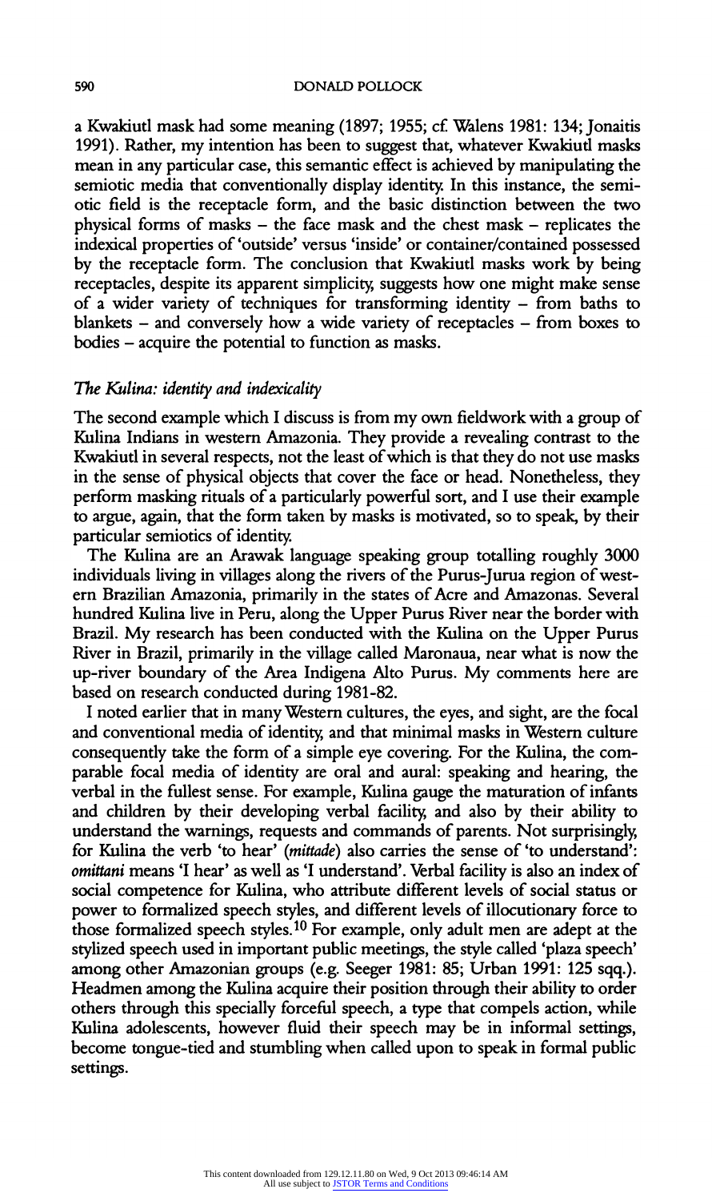a Kwakiutl mask had some meaning (1897; 1955; cf. Walens 1981: 134; Jonaitis 1991). Rather, my intention has been to suggest that, whatever Kwakiutl masks mean in any particular case, this semantic effect is achieved by manipulating the semiotic media that conventionally display identity. In this instance, the semiotic field is the receptacle form, and the basic distinction between the two physical forms of masks – the face mask and the chest mask – replicates the indexical properties of 'outside' versus 'inside' or container/contained possessed by the receptacle form. The conclusion that Kwakiutl masks work by being receptacles, despite its apparent simplicity, suggests how one might make sense of a wider variety of techniques for transforming identity – from baths to blankets – and conversely how a wide variety of receptacles – from boxes to bodies – acquire the potential to function as masks.

### *The Kulina: identity and indexicality*

The second example which I discuss is from my own fieldwork with a group of Kulina Indians in western Amazonia. They provide a revealing contrast to the Kwakiutl in several respects, not the least of which is that they do not use masks in the sense of physical objects that cover the face or head. Nonetheless, they perform masking rituals of a particularly powerful sort, and I use their example to argue, again, that the form taken by masks is motivated, so to speak, by their particular semiotics of identity.

The Kulina are an Arawak language speaking group totalling roughly 3000 individuals living in villages along the rivers of the Purus-Jurua region of western Brazilian Amazonia, primarily in the states of Acre and Amazonas. Several hundred Kulina live in Peru, along the Upper Purus River near the border with Brazil. My research has been conducted with the Kulina on the Upper Purus River in Brazil, primarily in the village called Maronaua, near what is now the up-river boundary of the Area Indigena Alto Purus. My comments here are based on research conducted during 1981-82.

I noted earlier that in many Western cultures, the eyes, and sight, are the focal and conventional media of identity, and that minimal masks in Western culture consequently take the form of a simple eye covering. For the Kulina, the comparable focal media of identity are oral and aural: speaking and hearing, the verbal in the fullest sense. For example, Kulina gauge the maturation of infants and children by their developing verbal facility, and also by their ability to understand the warnings, requests and commands of parents. Not surprisingly, for Kulina the verb 'to hear' (*mittade*) also carries the sense of 'to understand': *omittani* means 'I hear' as well as 'I understand'. Verbal facility is also an index of social competence for Kulina, who attribute different levels of social status or power to formalized speech styles, and different levels of illocutionary force to those formalized speech styles.[10] For example, only adult men are adept at the stylized speech used in important public meetings, the style called 'plaza speech' among other Amazonian groups (e.g. Seeger 1981: 85; Urban 1991: 125 sqq.). Headmen among the Kulina acquire their position through their ability to order others through this specially forceful speech, a type that compels action, while Kulina adolescents, however fluid their speech may be in informal settings, become tongue-tied and stumbling when called upon to speak in formal public settings.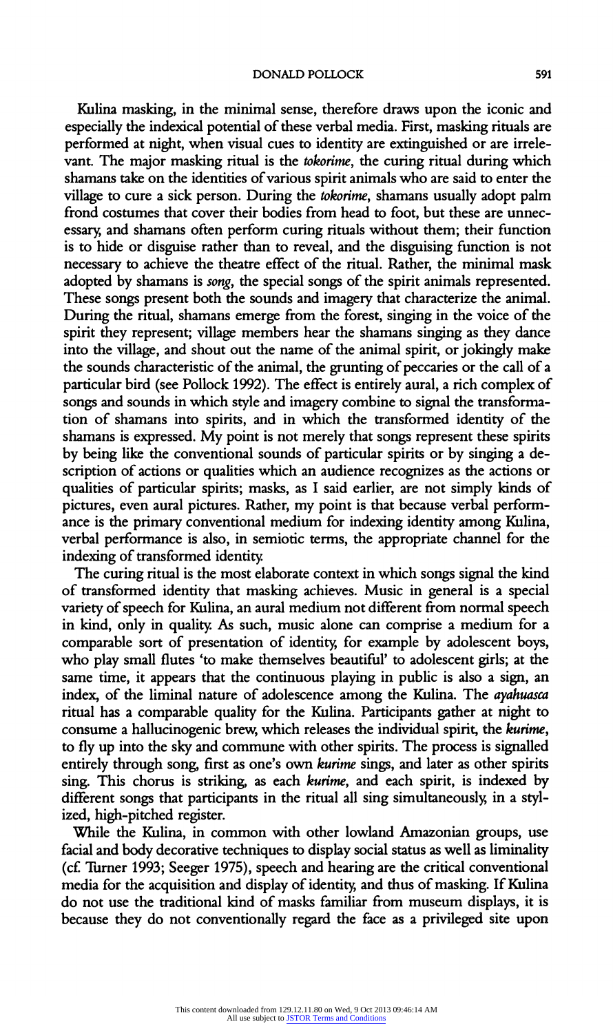Kulina masking, in the minimal sense, therefore draws upon the iconic and especially the indexical potential of these verbal media. First, masking rituals are performed at night, when visual cues to identity are extinguished or are irrelevant. The major masking ritual is the *tokorime*, the curing ritual during which shamans take on the identities of various spirit animals who are said to enter the village to cure a sick person. During the *tokorime*, shamans usually adopt palm frond costumes that cover their bodies from head to foot, but these are unnecessary, and shamans often perform curing rituals without them; their function is to hide or disguise rather than to reveal, and the disguising function is not necessary to achieve the theatre effect of the ritual. Rather, the minimal mask adopted by shamans is *song*, the special songs of the spirit animals represented. These songs present both the sounds and imagery that characterize the animal. During the ritual, shamans emerge from the forest, singing in the voice of the spirit they represent; village members hear the shamans singing as they dance into the village, and shout out the name of the animal spirit, or jokingly make the sounds characteristic of the animal, the grunting of peccaries or the call of a particular bird (see Pollock 1992). The effect is entirely aural, a rich complex of songs and sounds in which style and imagery combine to signal the transformation of shamans into spirits, and in which the transformed identity of the shamans is expressed. My point is not merely that songs represent these spirits by being like the conventional sounds of particular spirits or by singing a description of actions or qualities which an audience recognizes as the actions or qualities of particular spirits; masks, as I said earlier, are not simply kinds of pictures, even aural pictures. Rather, my point is that because verbal performance is the primary conventional medium for indexing identity among Kulina, verbal performance is also, in semiotic terms, the appropriate channel for the indexing of transformed identity.

The curing ritual is the most elaborate context in which songs signal the kind of transformed identity that masking achieves. Music in general is a special variety of speech for Kulina, an aural medium not different from normal speech in kind, only in quality. As such, music alone can comprise a medium for a comparable sort of presentation of identity, for example by adolescent boys, who play small flutes 'to make themselves beautiful' to adolescent girls; at the same time, it appears that the continuous playing in public is also a sign, an index, of the liminal nature of adolescence among the Kulina. The *ayahuasca* ritual has a comparable quality for the Kulina. Participants gather at night to consume a hallucinogenic brew, which releases the individual spirit, the *kurime*, to fly up into the sky and commune with other spirits. The process is signalled entirely through song, first as one's own *kurime* sings, and later as other spirits sing. This chorus is striking, as each *kurime*, and each spirit, is indexed by different songs that participants in the ritual all sing simultaneously, in a stylized, high-pitched register.

While the Kulina, in common with other lowland Amazonian groups, use facial and body decorative techniques to display social status as well as liminality (cf. Turner 1993; Seeger 1975), speech and hearing are the critical conventional media for the acquisition and display of identity, and thus of masking. If Kulina do not use the traditional kind of masks familiar from museum displays, it is because they do not conventionally regard the face as a privileged site upon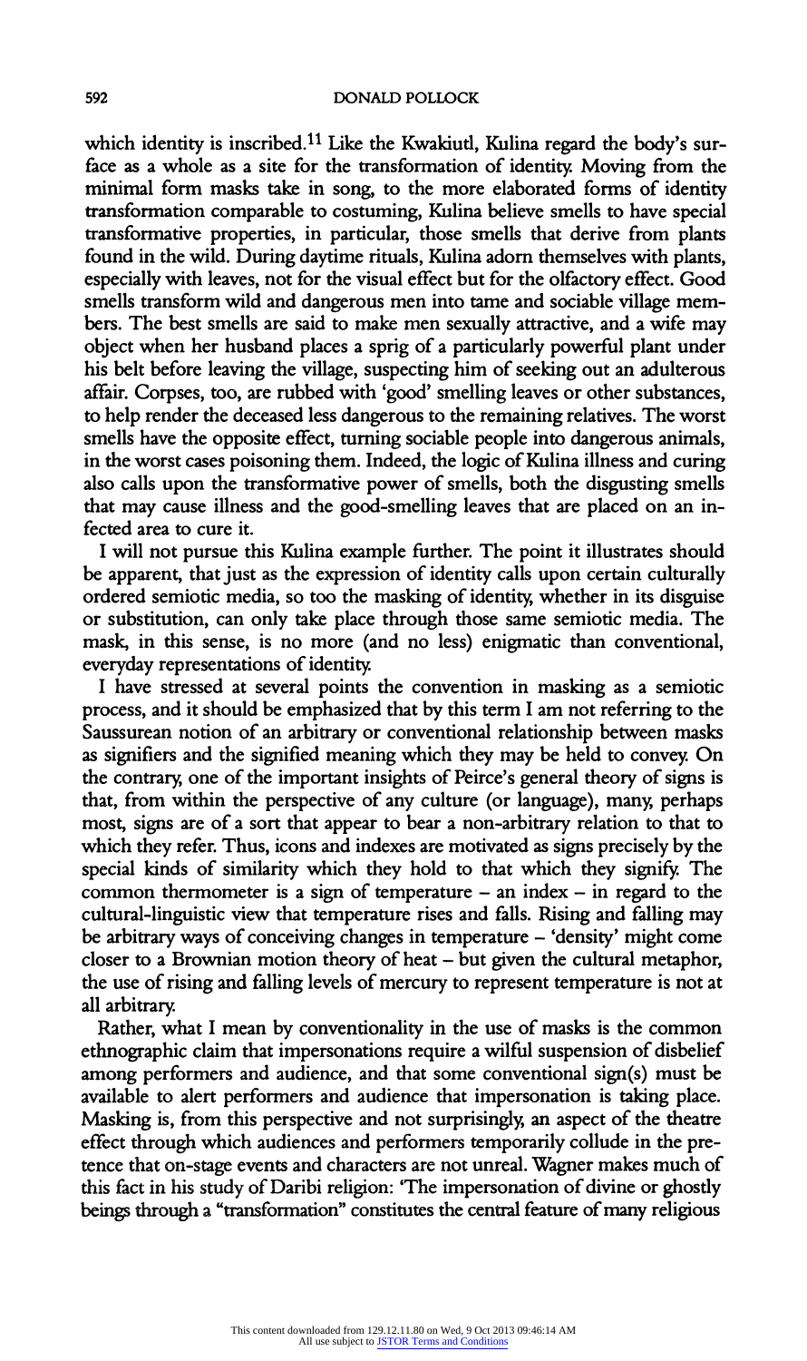which identity is inscribed.[11] Like the Kwakiutl, Kulina regard the body's surface as a whole as a site for the transformation of identity. Moving from the minimal form masks take in song, to the more elaborated forms of identity transformation comparable to costuming, Kulina believe smells to have special transformative properties, in particular, those smells that derive from plants found in the wild. During daytime rituals, Kulina adorn themselves with plants, especially with leaves, not for the visual effect but for the olfactory effect. Good smells transform wild and dangerous men into tame and sociable village members. The best smells are said to make men sexually attractive, and a wife may object when her husband places a sprig of a particularly powerful plant under his belt before leaving the village, suspecting him of seeking out an adulterous affair. Corpses, too, are rubbed with 'good' smelling leaves or other substances, to help render the deceased less dangerous to the remaining relatives. The worst smells have the opposite effect, turning sociable people into dangerous animals, in the worst cases poisoning them. Indeed, the logic of Kulina illness and curing also calls upon the transformative power of smells, both the disgusting smells that may cause illness and the good-smelling leaves that are placed on an infected area to cure it.

I will not pursue this Kulina example further. The point it illustrates should be apparent, that just as the expression of identity calls upon certain culturally ordered semiotic media, so too the masking of identity, whether in its disguise or substitution, can only take place through those same semiotic media. The mask, in this sense, is no more (and no less) enigmatic than conventional, everyday representations of identity.

I have stressed at several points the convention in masking as a semiotic process, and it should be emphasized that by this term I am not referring to the Saussurean notion of an arbitrary or conventional relationship between masks as signifiers and the signified meaning which they may be held to convey. On the contrary, one of the important insights of Peirce's general theory of signs is that, from within the perspective of any culture (or language), many, perhaps most, signs are of a sort that appear to bear a non-arbitrary relation to that to which they refer. Thus, icons and indexes are motivated as signs precisely by the special kinds of similarity which they hold to that which they signify. The common thermometer is a sign of temperature – an index – in regard to the cultural-linguistic view that temperature rises and falls. Rising and falling may be arbitrary ways of conceiving changes in temperature – 'density' might come closer to a Brownian motion theory of heat – but given the cultural metaphor, the use of rising and falling levels of mercury to represent temperature is not at all arbitrary.

Rather, what I mean by conventionality in the use of masks is the common ethnographic claim that impersonations require a wilful suspension of disbelief among performers and audience, and that some conventional sign(s) must be available to alert performers and audience that impersonation is taking place. Masking is, from this perspective and not surprisingly, an aspect of the theatre effect through which audiences and performers temporarily collude in the pretence that on-stage events and characters are not unreal. Wagner makes much of this fact in his study of Daribi religion: 'The impersonation of divine or ghostly beings through a "transformation" constitutes the central feature of many religious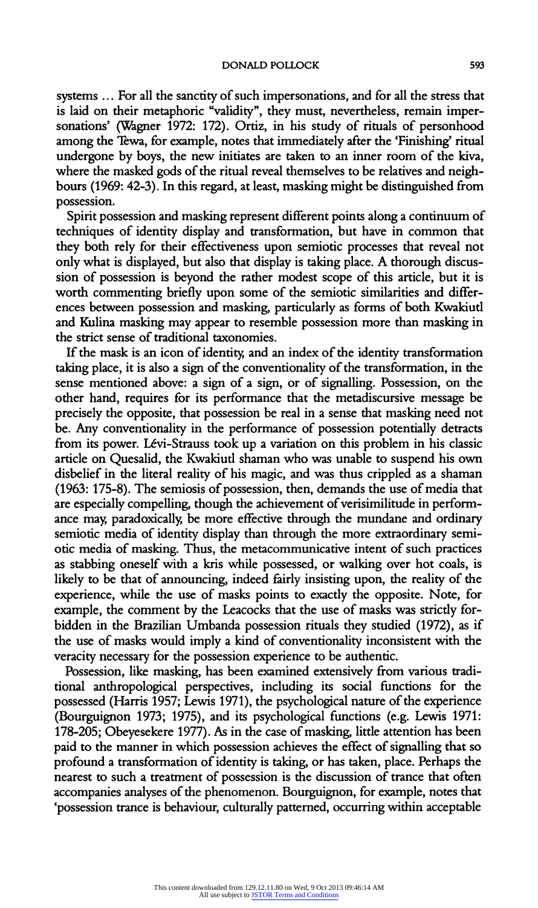systems ... For all the sanctity of such impersonations, and for all the stress that is laid on their metaphoric "validity", they must, nevertheless, remain impersonations' (Wagner 1972: 172). Ortiz, in his study of rituals of personhood among the Tewa, for example, notes that immediately after the 'Finishing' ritual undergone by boys, the new initiates are taken to an inner room of the kiva, where the masked gods of the ritual reveal themselves to be relatives and neighbours (1969: 42-3). In this regard, at least, masking might be distinguished from possession.

Spirit possession and masking represent different points along a continuum of techniques of identity display and transformation, but have in common that they both rely for their effectiveness upon semiotic processes that reveal not only what is displayed, but also that display is taking place. A thorough discussion of possession is beyond the rather modest scope of this article, but it is worth commenting briefly upon some of the semiotic similarities and differences between possession and masking, particularly as forms of both Kwakiutl and Kulina masking may appear to resemble possession more than masking in the strict sense of traditional taxonomies.

If the mask is an icon of identity, and an index of the identity transformation taking place, it is also a sign of the conventionality of the transformation, in the sense mentioned above: a sign of a sign, or of signalling. Possession, on the other hand, requires for its performance that the metadiscursive message be precisely the opposite, that possession be real in a sense that masking need not be. Any conventionality in the performance of possession potentially detracts from its power. Lévi-Strauss took up a variation on this problem in his classic article on Quesalid, the Kwakiutl shaman who was unable to suspend his own disbelief in the literal reality of his magic, and was thus crippled as a shaman (1963: 175-8). The semiosis of possession, then, demands the use of media that are especially compelling, though the achievement of verisimilitude in performance may, paradoxically, be more effective through the mundane and ordinary semiotic media of identity display than through the more extraordinary semiotic media of masking. Thus, the metacommunicative intent of such practices as stabbing oneself with a kris while possessed, or walking over hot coals, is likely to be that of announcing, indeed fairly insisting upon, the reality of the experience, while the use of masks points to exactly the opposite. Note, for example, the comment by the Leacocks that the use of masks was strictly forbidden in the Brazilian Umbanda possession rituals they studied (1972), as if the use of masks would imply a kind of conventionality inconsistent with the veracity necessary for the possession experience to be authentic.

Possession, like masking, has been examined extensively from various traditional anthropological perspectives, including its social functions for the possessed (Harris 1957; Lewis 1971), the psychological nature of the experience (Bourguignon 1973; 1975), and its psychological functions (e.g. Lewis 1971: 178-205; Obeyesekere 1977). As in the case of masking, little attention has been paid to the manner in which possession achieves the effect of signalling that so profound a transformation of identity is taking, or has taken, place. Perhaps the nearest to such a treatment of possession is the discussion of trance that often accompanies analyses of the phenomenon. Bourguignon, for example, notes that 'possession trance is behaviour, culturally patterned, occurring within acceptable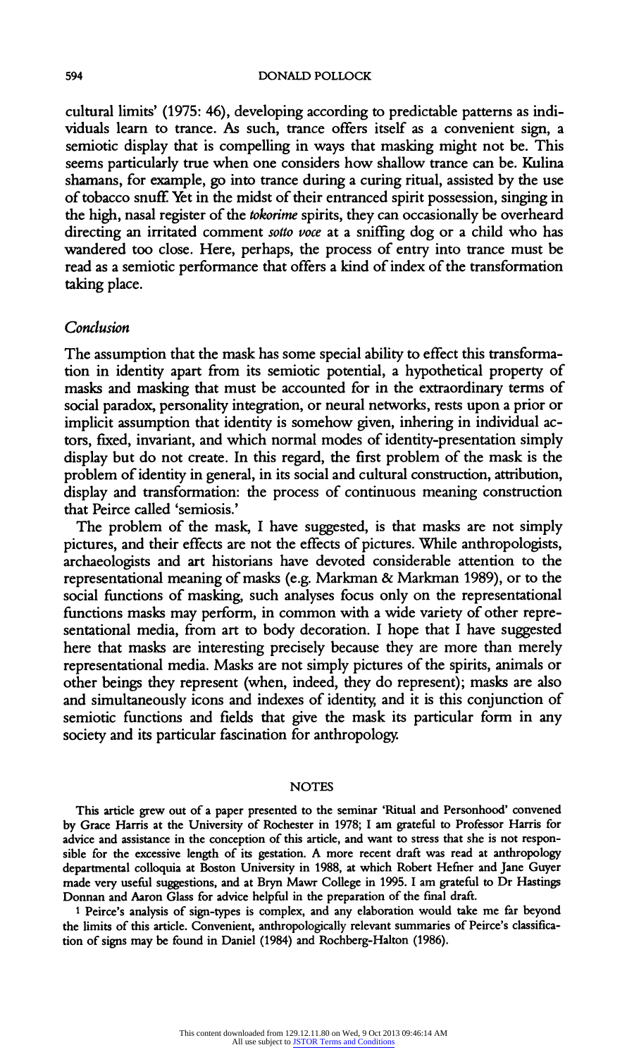cultural limits' (1975: 46), developing according to predictable patterns as individuals learn to trance. As such, trance offers itself as a convenient sign, a semiotic display that is compelling in ways that masking might not be. This seems particularly true when one considers how shallow trance can be. Kulina shamans, for example, go into trance during a curing ritual, assisted by the use of tobacco snuff. Yet in the midst of their entranced spirit possession, singing in the high, nasal register of the *tokorime* spirits, they can occasionally be overheard directing an irritated comment *sotto voce* at a sniffing dog or a child who has wandered too close. Here, perhaps, the process of entry into trance must be read as a semiotic performance that offers a kind of index of the transformation taking place.

## *Conclusion*

The assumption that the mask has some special ability to effect this transformation in identity apart from its semiotic potential, a hypothetical property of masks and masking that must be accounted for in the extraordinary terms of social paradox, personality integration, or neural networks, rests upon a prior or implicit assumption that identity is somehow given, inhering in individual actors, fixed, invariant, and which normal modes of identity-presentation simply display but do not create. In this regard, the first problem of the mask is the problem of identity in general, in its social and cultural construction, attribution, display and transformation: the process of continuous meaning construction that Peirce called 'semiosis.'

The problem of the mask, I have suggested, is that masks are not simply pictures, and their effects are not the effects of pictures. While anthropologists, archaeologists and art historians have devoted considerable attention to the representational meaning of masks (e.g. Markman & Markman 1989), or to the social functions of masking, such analyses focus only on the representational functions masks may perform, in common with a wide variety of other representational media, from art to body decoration. I hope that I have suggested here that masks are interesting precisely because they are more than merely representational media. Masks are not simply pictures of the spirits, animals or other beings they represent (when, indeed, they do represent); masks are also and simultaneously icons and indexes of identity, and it is this conjunction of semiotic functions and fields that give the mask its particular form in any society and its particular fascination for anthropology.

## NOTES

This article grew out of a paper presented to the seminar 'Ritual and Personhood' convened by Grace Harris at the University of Rochester in 1978; I am grateful to Professor Harris for advice and assistance in the conception of this article, and want to stress that she is not responsible for the excessive length of its gestation. A more recent draft was read at anthropology departmental colloquia at Boston University in 1988, at which Robert Hefner and Jane Guyer made very useful suggestions, and at Bryn Mawr College in 1995. I am grateful to Dr Hastings Donnan and Aaron Glass for advice helpful in the preparation of the final draft.

1 Peirce's analysis of sign-types is complex, and any elaboration would take me far beyond the limits of this article. Convenient, anthropologically relevant summaries of Peirce's classification of signs may be found in Daniel (1984) and Rochberg-Halton (1986).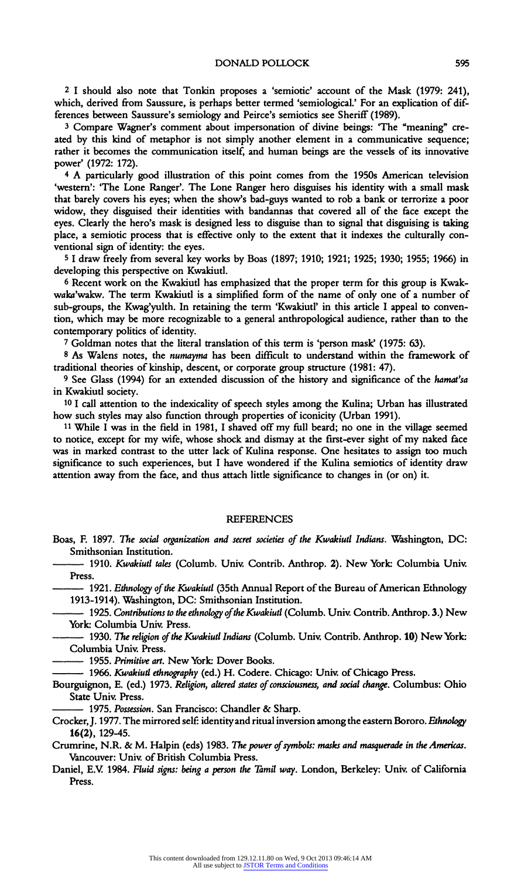[2] I should also note that Tonkin proposes a 'semiotic' account of the Mask (1979: 241), which, derived from Saussure, is perhaps better termed 'semiological.' For an explication of differences between Saussure's semiology and Peirce's semiotics see Sheriff (1989).

[3] Compare Wagner's comment about impersonation of divine beings: 'The "meaning" created by this kind of metaphor is not simply another element in a communicative sequence; rather it becomes the communication itself, and human beings are the vessels of its innovative power' (1972: 172).

[4] A particularly good illustration of this point comes from the 1950s American television 'western': 'The Lone Ranger'. The Lone Ranger hero disguises his identity with a small mask that barely covers his eyes; when the show's bad-guys wanted to rob a bank or terrorize a poor widow, they disguised their identities with bandannas that covered all of the face except the eyes. Clearly the hero's mask is designed less to disguise than to signal that disguising is taking place, a semiotic process that is effective only to the extent that it indexes the culturally conventional sign of identity: the eyes.

[5] I draw freely from several key works by Boas (1897; 1910; 1921; 1925; 1930; 1955; 1966) in developing this perspective on Kwakiutl.

[6] Recent work on the Kwakiutl has emphasized that the proper term for this group is Kwakwaka'wakw. The term Kwakiutl is a simplified form of the name of only one of a number of sub-groups, the Kwag'yulth. In retaining the term 'Kwakiutl' in this article I appeal to convention, which may be more recognizable to a general anthropological audience, rather than to the contemporary politics of identity.

[7] Goldman notes that the literal translation of this term is 'person mask' (1975: 63).

[8] As Walens notes, the *numayma* has been difficult to understand within the framework of traditional theories of kinship, descent, or corporate group structure (1981: 47).

[9] See Glass (1994) for an extended discussion of the history and significance of the *hamat'sa* in Kwakiutl society.

[10] I call attention to the indexicality of speech styles among the Kulina; Urban has illustrated how such styles may also function through properties of iconicity (Urban 1991).

[11] While I was in the field in 1981, I shaved off my full beard; no one in the village seemed to notice, except for my wife, whose shock and dismay at the first-ever sight of my naked face was in marked contrast to the utter lack of Kulina response. One hesitates to assign too much significance to such experiences, but I have wondered if the Kulina semiotics of identity draw attention away from the face, and thus attach little significance to changes in (or on) it.

## REFERENCES

Boas, F. 1897. *The social organization and secret societies of the Kwakiutl Indians*. Washington, DC: Smithsonian Institution.

——— 1910. *Kwakiutl tales* (Columb. Univ. Contrib. Anthrop. **2**). New York: Columbia Univ. Press.

——— 1921. *Ethnology of the Kwakiutl* (35th Annual Report of the Bureau of American Ethnology 1913-1914). Washington, DC: Smithsonian Institution.

——— 1925. *Contributions to the ethnology of the Kwakiutl* (Columb. Univ. Contrib. Anthrop. **3**.) New York: Columbia Univ. Press.

——— 1930. *The religion of the Kwakiutl Indians* (Columb. Univ. Contrib. Anthrop. **10**) New York: Columbia Univ. Press.

——— 1955. *Primitive art*. New York: Dover Books.

——— 1966. *Kwakiutl ethnography* (ed.) H. Codere. Chicago: Univ. of Chicago Press.

Bourguignon, E. (ed.) 1973. *Religion, altered states of consciousness, and social change*. Columbus: Ohio State Univ. Press.

——— 1975. *Possession*. San Francisco: Chandler & Sharp.

Crocker, J. 1977. The mirrored self: identity and ritual inversion among the eastern Bororo. *Ethnology* **16(2)**, 129-45.

Crumrine, N.R. & M. Halpin (eds) 1983. *The power of symbols: masks and masquerade in the Americas*. Vancouver: Univ. of British Columbia Press.

Daniel, E.V. 1984. *Fluid signs: being a person the Tamil way*. London, Berkeley: Univ. of California Press.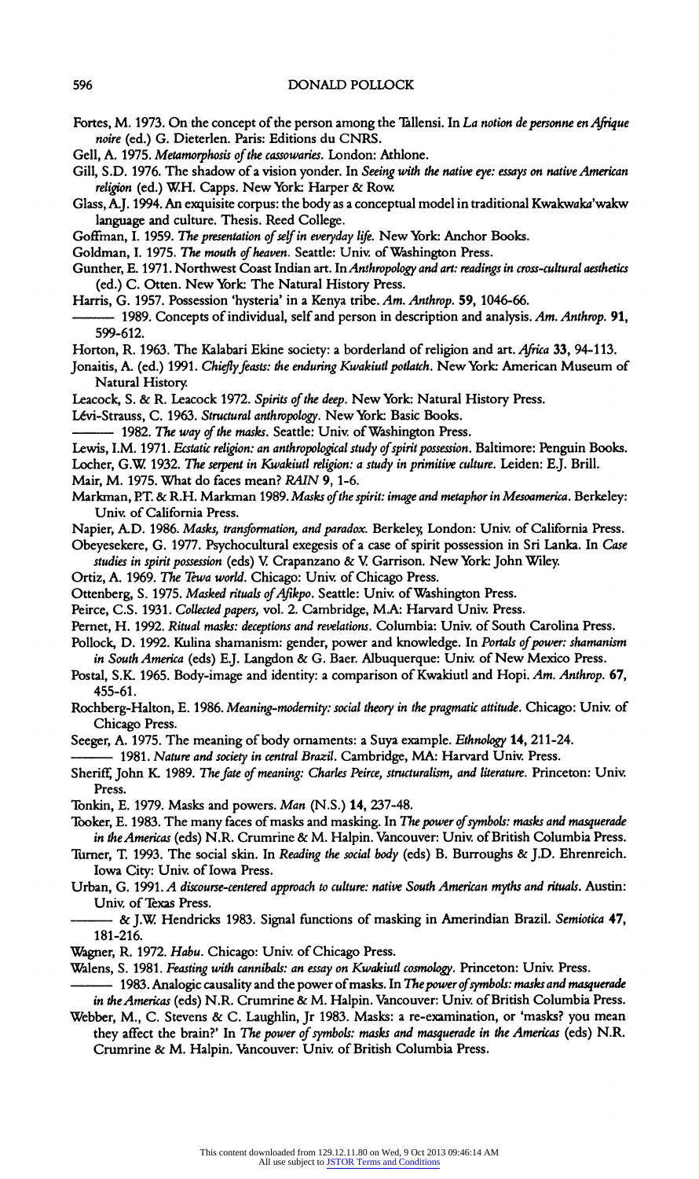Fortes, M. 1973. On the concept of the person among the Tallensi. In *La notion de personne en Afrique noire* (ed.) G. Dieterlen. Paris: Editions du CNRS.

Gell, A. 1975. *Metamorphosis of the cassowaries*. London: Athlone.

Gill, S.D. 1976. The shadow of a vision yonder. In *Seeing with the native eye: essays on native American religion* (ed.) W.H. Capps. New York: Harper & Row.

Glass, A.J. 1994. An exquisite corpus: the body as a conceptual model in traditional Kwakwaka'wakw language and culture. Thesis. Reed College.

Goffman, I. 1959. *The presentation of self in everyday life*. New York: Anchor Books.

Goldman, I. 1975. *The mouth of heaven*. Seattle: Univ. of Washington Press.

Gunther, E. 1971. Northwest Coast Indian art. In *Anthropology and art: readings in cross-cultural aesthetics* (ed.) C. Otten. New York: The Natural History Press.

Harris, G. 1957. Possession 'hysteria' in a Kenya tribe. *Am. Anthrop.* **59**, 1046-66.

——— 1989. Concepts of individual, self and person in description and analysis. *Am. Anthrop.* **91**, 599-612.

Horton, R. 1963. The Kalabari Ekine society: a borderland of religion and art. *Africa* **33**, 94-113.

Jonaitis, A. (ed.) 1991. *Chiefly feasts: the enduring Kwakiutl potlatch*. New York: American Museum of Natural History.

Leacock, S. & R. Leacock 1972. *Spirits of the deep*. New York: Natural History Press.

Lévi-Strauss, C. 1963. *Structural anthropology*. New York: Basic Books.

——— 1982. *The way of the masks*. Seattle: Univ. of Washington Press.

Lewis, I.M. 1971. *Ecstatic religion: an anthropological study of spirit possession*. Baltimore: Penguin Books.

Locher, G.W. 1932. *The serpent in Kwakiutl religion: a study in primitive culture*. Leiden: E.J. Brill.

Mair, M. 1975. What do faces mean? *RAIN* **9**, 1-6.

Markman, P.T. & R.H. Markman 1989. *Masks of the spirit: image and metaphor in Mesoamerica*. Berkeley: Univ. of California Press.

Napier, A.D. 1986. *Masks, transformation, and paradox*. Berkeley, London: Univ. of California Press.

Obeyesekere, G. 1977. Psychocultural exegesis of a case of spirit possession in Sri Lanka. In *Case studies in spirit possession* (eds) V. Crapanzano & V. Garrison. New York: John Wiley.

Ortiz, A. 1969. *The Tewa world*. Chicago: Univ. of Chicago Press.

Ottenberg, S. 1975. *Masked rituals of Afikpo*. Seattle: Univ. of Washington Press.

Peirce, C.S. 1931. *Collected papers*, vol. 2. Cambridge, MA: Harvard Univ. Press.

Pernet, H. 1992. *Ritual masks: deceptions and revelations*. Columbia: Univ. of South Carolina Press.

Pollock, D. 1992. Kulina shamanism: gender, power and knowledge. In *Portals of power: shamanism in South America* (eds) E.J. Langdon & G. Baer. Albuquerque: Univ. of New Mexico Press.

Postal, S.K. 1965. Body-image and identity: a comparison of Kwakiutl and Hopi. *Am. Anthrop.* **67**, 455-61.

Rochberg-Halton, E. 1986. *Meaning-modernity: social theory in the pragmatic attitude*. Chicago: Univ. of Chicago Press.

Seeger, A. 1975. The meaning of body ornaments: a Suya example. *Ethnology* **14**, 211-24.

——— 1981. *Nature and society in central Brazil*. Cambridge, MA: Harvard Univ. Press.

Sheriff, John K. 1989. *The fate of meaning: Charles Peirce, structuralism, and literature*. Princeton: Univ. Press.

Tonkin, E. 1979. Masks and powers. *Man* (N.S.) **14**, 237-48.

Tooker, E. 1983. The many faces of masks and masking. In *The power of symbols: masks and masquerade in the Americas* (eds) N.R. Crumrine & M. Halpin. Vancouver: Univ. of British Columbia Press.

Turner, T. 1993. The social skin. In *Reading the social body* (eds) B. Burroughs & J.D. Ehrenreich. Iowa City: Univ. of Iowa Press.

Urban, G. 1991. *A discourse-centered approach to culture: native South American myths and rituals*. Austin: Univ. of Texas Press.

——— & J.W. Hendricks 1983. Signal functions of masking in Amerindian Brazil. *Semiotica* **47**, 181-216.

Wagner, R. 1972. *Habu*. Chicago: Univ. of Chicago Press.

Walens, S. 1981. *Feasting with cannibals: an essay on Kwakiutl cosmology*. Princeton: Univ. Press.

——— 1983. Analogic causality and the power of masks. In *The power of symbols: masks and masquerade in the Americas* (eds) N.R. Crumrine & M. Halpin. Vancouver: Univ. of British Columbia Press.

Webber, M., C. Stevens & C. Laughlin, Jr 1983. Masks: a re-examination, or 'masks? you mean they affect the brain?' In *The power of symbols: masks and masquerade in the Americas* (eds) N.R. Crumrine & M. Halpin. Vancouver: Univ. of British Columbia Press.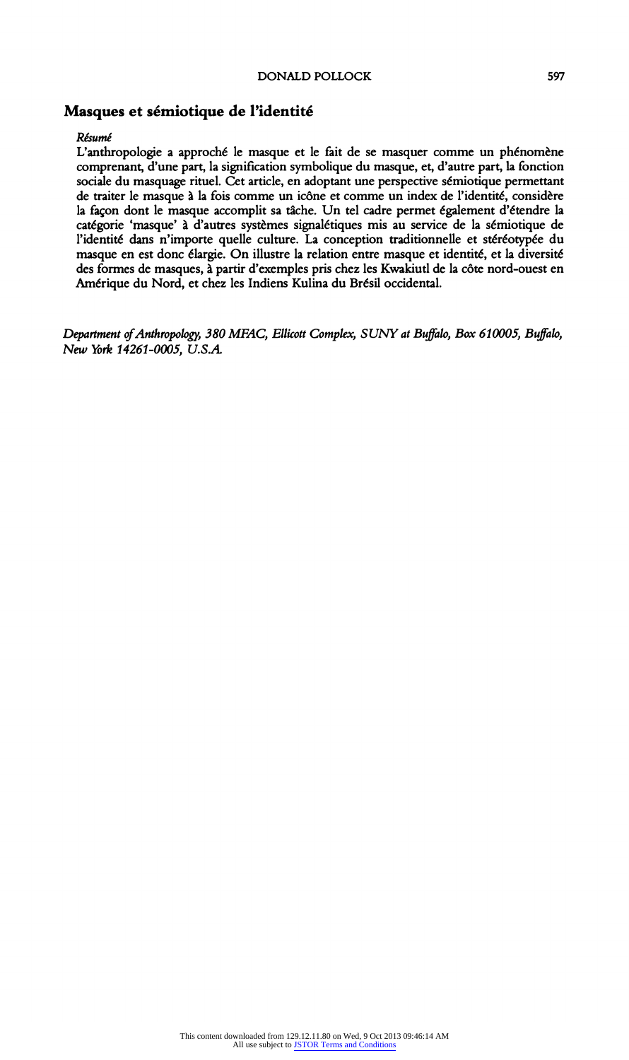## Masques et sémiotique de l'identité

***Résumé***

L'anthropologie a approché le masque et le fait de se masquer comme un phénomène comprenant, d'une part, la signification symbolique du masque, et, d'autre part, la fonction sociale du masquage rituel. Cet article, en adoptant une perspective sémiotique permettant de traiter le masque à la fois comme un icône et comme un index de l'identité, considère la façon dont le masque accomplit sa tâche. Un tel cadre permet également d'étendre la catégorie 'masque' à d'autres systèmes signalétiques mis au service de la sémiotique de l'identité dans n'importe quelle culture. La conception traditionnelle et stéréotypée du masque en est donc élargie. On illustre la relation entre masque et identité, et la diversité des formes de masques, à partir d'exemples pris chez les Kwakiutl de la côte nord-ouest en Amérique du Nord, et chez les Indiens Kulina du Brésil occidental.

*Department of Anthropology, 380 MFAC, Ellicott Complex, SUNY at Buffalo, Box 610005, Buffalo, New York 14261-0005, U.S.A.*